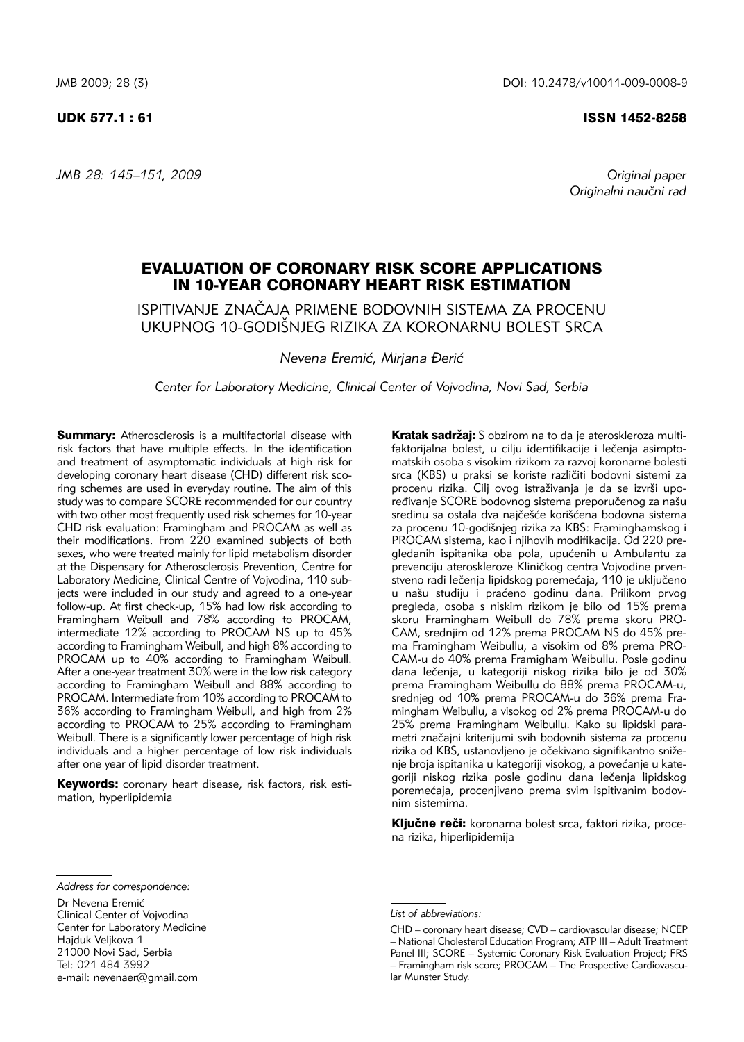UDK 577.1 : 61

ISSN 1452-8258

Original paper
Originalni naučni rad

# EVALUATION OF CORONARY RISK SCORE APPLICATIONS IN 10-YEAR CORONARY HEART RISK ESTIMATION

## ISPITIVANJE ZNAČAJA PRIMENE BODOVNIH SISTEMA ZA PROCENU UKUPNOG 10-GODIŠNJEG RIZIKA ZA KORONARNU BOLEST SRCA

*Nevena Eremić, Mirjana Đerić*

*Center for Laboratory Medicine, Clinical Center of Vojvodina, Novi Sad, Serbia*

**Summary:** Atherosclerosis is a multifactorial disease with risk factors that have multiple effects. In the identification and treatment of asymptomatic individuals at high risk for developing coronary heart disease (CHD) different risk scoring schemes are used in everyday routine. The aim of this study was to compare SCORE recommended for our country with two other most frequently used risk schemes for 10-year CHD risk evaluation: Framingham and PROCAM as well as their modifications. From 220 examined subjects of both sexes, who were treated mainly for lipid metabolism disorder at the Dispensary for Atherosclerosis Prevention, Centre for Laboratory Medicine, Clinical Centre of Vojvodina, 110 subjects were included in our study and agreed to a one-year follow-up. At first check-up, 15% had low risk according to Framingham Weibull and 78% according to PROCAM, intermediate 12% according to PROCAM NS up to 45% according to Framingham Weibull, and high 8% according to PROCAM up to 40% according to Framingham Weibull. After a one-year treatment 30% were in the low risk category according to Framingham Weibull and 88% according to PROCAM. Intermediate from 10% according to PROCAM to 36% according to Framingham Weibull, and high from 2% according to PROCAM to 25% according to Framingham Weibull. There is a significantly lower percentage of high risk individuals and a higher percentage of low risk individuals after one year of lipid disorder treatment.

**Keywords:** coronary heart disease, risk factors, risk estimation, hyperlipidemia

**Kratak sadržaj:** S obzirom na to da je ateroskleroza multifaktorijalna bolest, u cilju identifikacije i lečenja asimptomatskih osoba s visokim rizikom za razvoj koronarne bolesti srca (KBS) u praksi se koriste različiti bodovni sistemi za procenu rizika. Cilj ovog istraživanja je da se izvrši upoređivanje SCORE bodovnog sistema preporučenog za našu sredinu sa ostala dva najčešće korišćena bodovna sistema za procenu 10-godišnjeg rizika za KBS: Framinghamskog i PROCAM sistema, kao i njihovih modifikacija. Od 220 pregledanih ispitanika oba pola, upućenih u Ambulantu za prevenciju ateroskleroze Kliničkog centra Vojvodine prvenstveno radi lečenja lipidskog poremećaja, 110 je uključeno u našu studiju i praćeno godinu dana. Prilikom prvog pregleda, osoba s niskim rizikom je bilo od 15% prema skoru Framingham Weibull do 78% prema skoru PROCAM, srednjim od 12% prema PROCAM NS do 45% prema Framingham Weibullu, a visokim od 8% prema PROCAM-u do 40% prema Framigham Weibullu. Posle godinu dana lečenja, u kategoriji niskog rizika bilo je od 30% prema Framingham Weibullu do 88% prema PROCAM-u, srednjeg od 10% prema PROCAM-u do 36% prema Framingham Weibullu, a visokog od 2% prema PROCAM-u do 25% prema Framingham Weibullu. Kako su lipidski parametri značajni kriterijumi svih bodovnih sistema za procenu rizika od KBS, ustanovljeno je očekivano signifikantno sniženje broja ispitanika u kategoriji visokog, a povećanje u kategoriji niskog rizika posle godinu dana lečenja lipidskog poremećaja, procenjivano prema svim ispitivanim bodovnim sistemima.

**Ključne reči:** koronarna bolest srca, faktori rizika, procena rizika, hiperlipidemija

*Address for correspondence:*

Dr Nevena Eremić
Clinical Center of Vojvodina
Center for Laboratory Medicine
Hajduk Veljkova 1
21000 Novi Sad, Serbia
Tel: 021 484 3992
e-mail: nevenaer@gmail.com

*List of abbreviations:*

CHD – coronary heart disease; CVD – cardiovascular disease; NCEP – National Cholesterol Education Program; ATP III – Adult Treatment Panel III; SCORE – Systemic Coronary Risk Evaluation Project; FRS – Framingham risk score; PROCAM – The Prospective Cardiovascular Munster Study.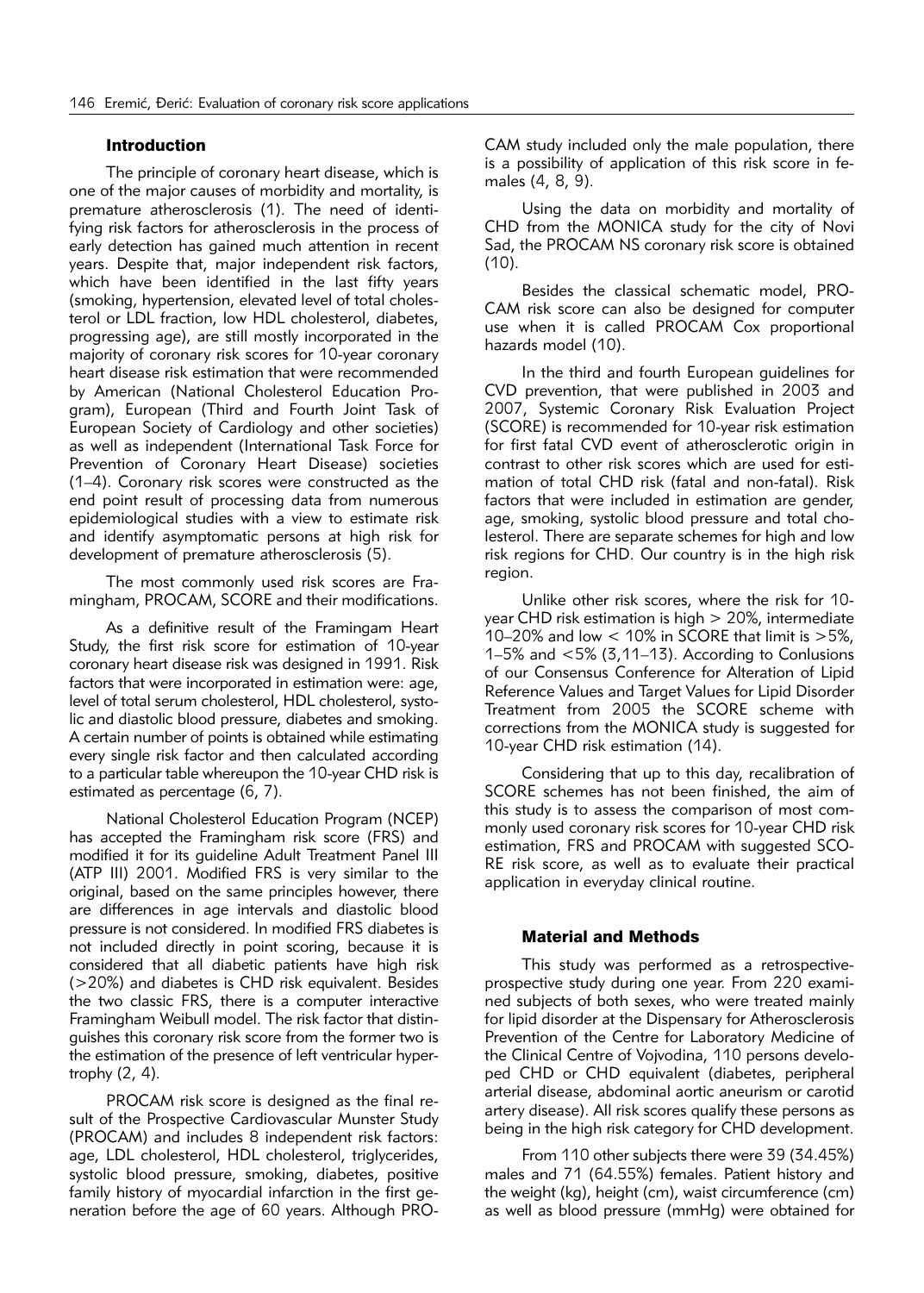## Introduction

The principle of coronary heart disease, which is one of the major causes of morbidity and mortality, is premature atherosclerosis (1). The need of identifying risk factors for atherosclerosis in the process of early detection has gained much attention in recent years. Despite that, major independent risk factors, which have been identified in the last fifty years (smoking, hypertension, elevated level of total cholesterol or LDL fraction, low HDL cholesterol, diabetes, progressing age), are still mostly incorporated in the majority of coronary risk scores for 10-year coronary heart disease risk estimation that were recommended by American (National Cholesterol Education Program), European (Third and Fourth Joint Task of European Society of Cardiology and other societies) as well as independent (International Task Force for Prevention of Coronary Heart Disease) societies (1–4). Coronary risk scores were constructed as the end point result of processing data from numerous epidemiological studies with a view to estimate risk and identify asymptomatic persons at high risk for development of premature atherosclerosis (5).

The most commonly used risk scores are Framingham, PROCAM, SCORE and their modifications.

As a definitive result of the Framingam Heart Study, the first risk score for estimation of 10-year coronary heart disease risk was designed in 1991. Risk factors that were incorporated in estimation were: age, level of total serum cholesterol, HDL cholesterol, systolic and diastolic blood pressure, diabetes and smoking. A certain number of points is obtained while estimating every single risk factor and then calculated according to a particular table whereupon the 10-year CHD risk is estimated as percentage (6, 7).

National Cholesterol Education Program (NCEP) has accepted the Framingham risk score (FRS) and modified it for its guideline Adult Treatment Panel III (ATP III) 2001. Modified FRS is very similar to the original, based on the same principles however, there are differences in age intervals and diastolic blood pressure is not considered. In modified FRS diabetes is not included directly in point scoring, because it is considered that all diabetic patients have high risk (>20%) and diabetes is CHD risk equivalent. Besides the two classic FRS, there is a computer interactive Framingham Weibull model. The risk factor that distinguishes this coronary risk score from the former two is the estimation of the presence of left ventricular hypertrophy (2, 4).

PROCAM risk score is designed as the final result of the Prospective Cardiovascular Munster Study (PROCAM) and includes 8 independent risk factors: age, LDL cholesterol, HDL cholesterol, triglycerides, systolic blood pressure, smoking, diabetes, positive family history of myocardial infarction in the first generation before the age of 60 years. Although PROCAM study included only the male population, there is a possibility of application of this risk score in females (4, 8, 9).

Using the data on morbidity and mortality of CHD from the MONICA study for the city of Novi Sad, the PROCAM NS coronary risk score is obtained (10).

Besides the classical schematic model, PROCAM risk score can also be designed for computer use when it is called PROCAM Cox proportional hazards model (10).

In the third and fourth European guidelines for CVD prevention, that were published in 2003 and 2007, Systemic Coronary Risk Evaluation Project (SCORE) is recommended for 10-year risk estimation for first fatal CVD event of atherosclerotic origin in contrast to other risk scores which are used for estimation of total CHD risk (fatal and non-fatal). Risk factors that were included in estimation are gender, age, smoking, systolic blood pressure and total cholesterol. There are separate schemes for high and low risk regions for CHD. Our country is in the high risk region.

Unlike other risk scores, where the risk for 10-year CHD risk estimation is high > 20%, intermediate 10–20% and low < 10% in SCORE that limit is >5%, 1–5% and <5% (3,11–13). According to Conlusions of our Consensus Conference for Alteration of Lipid Reference Values and Target Values for Lipid Disorder Treatment from 2005 the SCORE scheme with corrections from the MONICA study is suggested for 10-year CHD risk estimation (14).

Considering that up to this day, recalibration of SCORE schemes has not been finished, the aim of this study is to assess the comparison of most commonly used coronary risk scores for 10-year CHD risk estimation, FRS and PROCAM with suggested SCORE risk score, as well as to evaluate their practical application in everyday clinical routine.

## Material and Methods

This study was performed as a retrospective-prospective study during one year. From 220 examined subjects of both sexes, who were treated mainly for lipid disorder at the Dispensary for Atherosclerosis Prevention of the Centre for Laboratory Medicine of the Clinical Centre of Vojvodina, 110 persons developed CHD or CHD equivalent (diabetes, peripheral arterial disease, abdominal aortic aneurism or carotid artery disease). All risk scores qualify these persons as being in the high risk category for CHD development.

From 110 other subjects there were 39 (34.45%) males and 71 (64.55%) females. Patient history and the weight (kg), height (cm), waist circumference (cm) as well as blood pressure (mmHg) were obtained for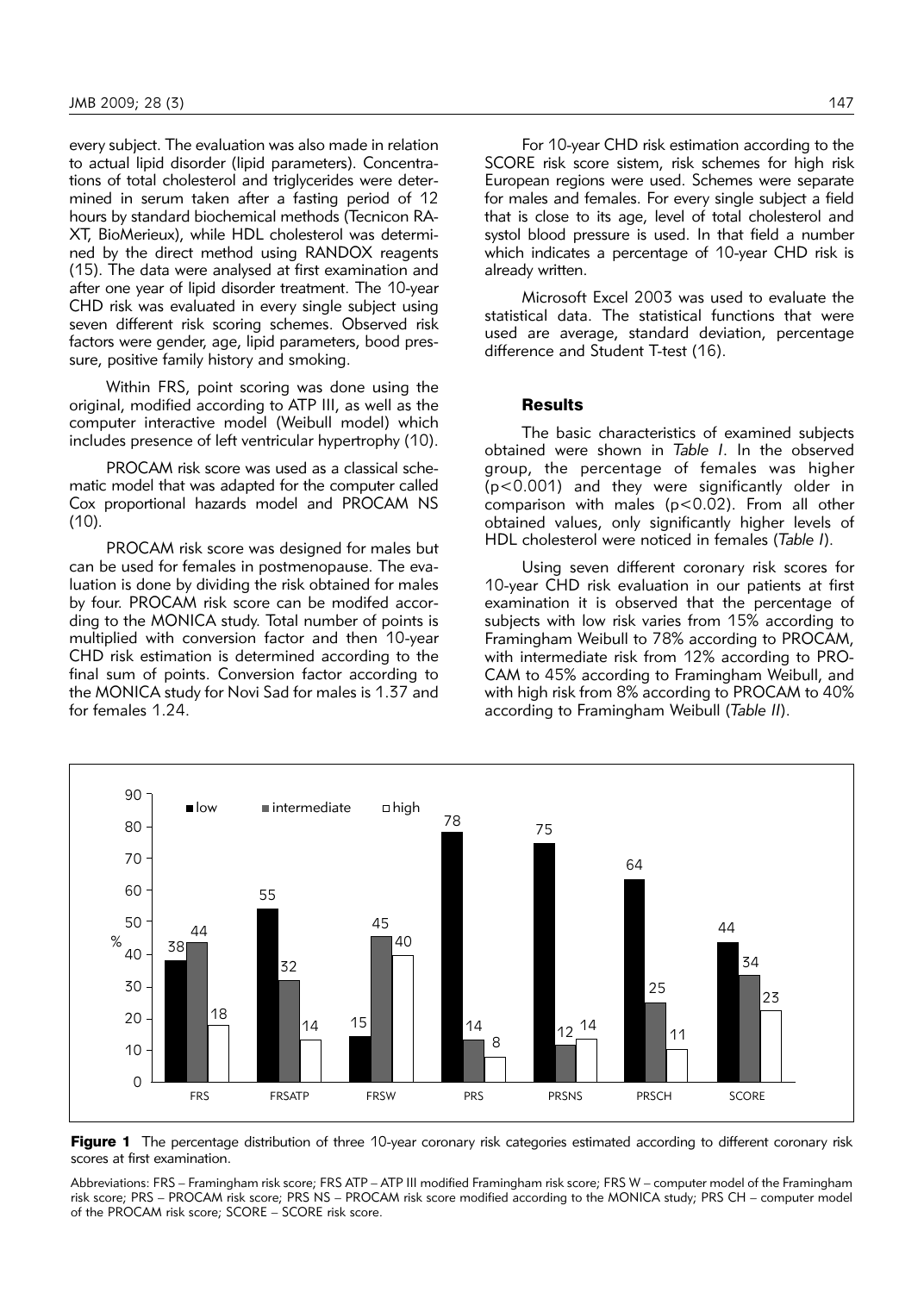every subject. The evaluation was also made in relation to actual lipid disorder (lipid parameters). Concentrations of total cholesterol and triglycerides were determined in serum taken after a fasting period of 12 hours by standard biochemical methods (Tecnicon RA-XT, BioMerieux), while HDL cholesterol was determined by the direct method using RANDOX reagents (15). The data were analysed at first examination and after one year of lipid disorder treatment. The 10-year CHD risk was evaluated in every single subject using seven different risk scoring schemes. Observed risk factors were gender, age, lipid parameters, bood pressure, positive family history and smoking.

Within FRS, point scoring was done using the original, modified according to ATP III, as well as the computer interactive model (Weibull model) which includes presence of left ventricular hypertrophy (10).

PROCAM risk score was used as a classical schematic model that was adapted for the computer called Cox proportional hazards model and PROCAM NS (10).

PROCAM risk score was designed for males but can be used for females in postmenopause. The evaluation is done by dividing the risk obtained for males by four. PROCAM risk score can be modifed according to the MONICA study. Total number of points is multiplied with conversion factor and then 10-year CHD risk estimation is determined according to the final sum of points. Conversion factor according to the MONICA study for Novi Sad for males is 1.37 and for females 1.24.

For 10-year CHD risk estimation according to the SCORE risk score sistem, risk schemes for high risk European regions were used. Schemes were separate for males and females. For every single subject a field that is close to its age, level of total cholesterol and systol blood pressure is used. In that field a number which indicates a percentage of 10-year CHD risk is already written.

Microsoft Excel 2003 was used to evaluate the statistical data. The statistical functions that were used are average, standard deviation, percentage difference and Student T-test (16).

## Results

The basic characteristics of examined subjects obtained were shown in *Table I*. In the observed group, the percentage of females was higher ($p<0.001$) and they were significantly older in comparison with males ($p<0.02$). From all other obtained values, only significantly higher levels of HDL cholesterol were noticed in females (*Table I*).

Using seven different coronary risk scores for 10-year CHD risk evaluation in our patients at first examination it is observed that the percentage of subjects with low risk varies from 15% according to Framingham Weibull to 78% according to PROCAM, with intermediate risk from 12% according to PROCAM to 45% according to Framingham Weibull, and with high risk from 8% according to PROCAM to 40% according to Framingham Weibull (*Table II*).

| % | FRS | FRSATP | FRSW | PRS | PRSNS | PRSCH | SCORE |
|---|---|---|---|---|---|---|---|
| low | 38 | 55 | 15 | 78 | 75 | 64 | 44 |
| intermediate | 44 | 32 | 45 | 14 | 12 | 25 | 34 |
| high | 18 | 14 | 40 | 8 | 14 | 11 | 23 |

**Figure 1** The percentage distribution of three 10-year coronary risk categories estimated according to different coronary risk scores at first examination.

Abbreviations: FRS – Framingham risk score; FRS ATP – ATP III modified Framingham risk score; FRS W – computer model of the Framingham risk score; PRS – PROCAM risk score; PRS NS – PROCAM risk score modified according to the MONICA study; PRS CH – computer model of the PROCAM risk score; SCORE – SCORE risk score.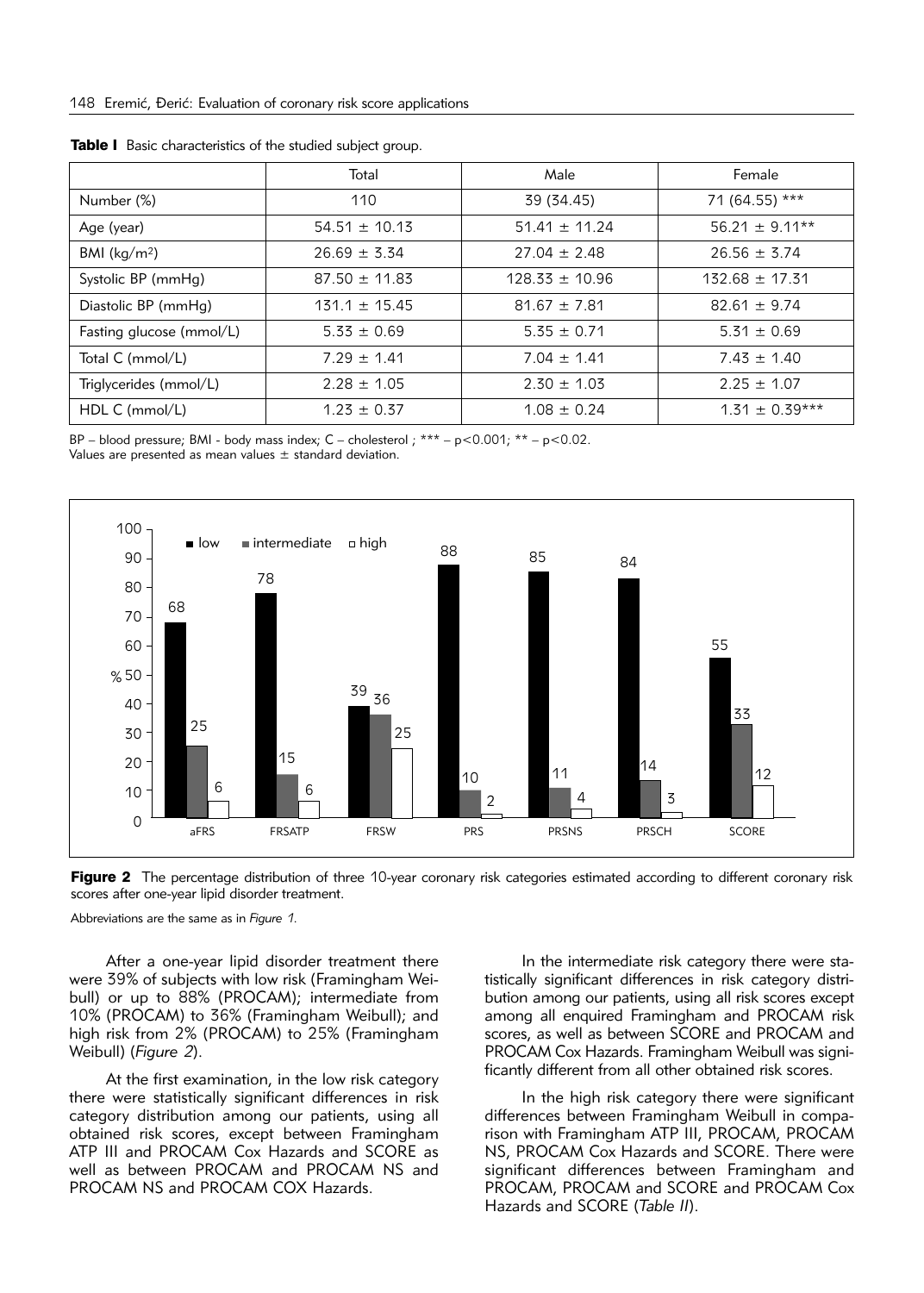**Table I** Basic characteristics of the studied subject group.

| | Total | Male | Female |
|---|---|---|---|
| Number (%) | 110 | 39 (34.45) | 71 (64.55) *** |
| Age (year) | 54.51 ± 10.13 | 51.41 ± 11.24 | 56.21 ± 9.11** |
| BMI (kg/m²) | 26.69 ± 3.34 | 27.04 ± 2.48 | 26.56 ± 3.74 |
| Systolic BP (mmHg) | 87.50 ± 11.83 | 128.33 ± 10.96 | 132.68 ± 17.31 |
| Diastolic BP (mmHg) | 131.1 ± 15.45 | 81.67 ± 7.81 | 82.61 ± 9.74 |
| Fasting glucose (mmol/L) | 5.33 ± 0.69 | 5.35 ± 0.71 | 5.31 ± 0.69 |
| Total C (mmol/L) | 7.29 ± 1.41 | 7.04 ± 1.41 | 7.43 ± 1.40 |
| Triglycerides (mmol/L) | 2.28 ± 1.05 | 2.30 ± 1.03 | 2.25 ± 1.07 |
| HDL C (mmol/L) | 1.23 ± 0.37 | 1.08 ± 0.24 | 1.31 ± 0.39*** |

BP – blood pressure; BMI - body mass index; C – cholesterol ; *** – $p<0.001$; ** – $p<0.02$.
Values are presented as mean values ± standard deviation.

**Figure 2** The percentage distribution of three 10-year coronary risk categories estimated according to different coronary risk scores after one-year lipid disorder treatment.

Abbreviations are the same as in *Figure 1*.

After a one-year lipid disorder treatment there were 39% of subjects with low risk (Framingham Weibull) or up to 88% (PROCAM); intermediate from 10% (PROCAM) to 36% (Framingham Weibull); and high risk from 2% (PROCAM) to 25% (Framingham Weibull) (*Figure 2*).

At the first examination, in the low risk category there were statistically significant differences in risk category distribution among our patients, using all obtained risk scores, except between Framingham ATP III and PROCAM Cox Hazards and SCORE as well as between PROCAM and PROCAM NS and PROCAM NS and PROCAM COX Hazards.

In the intermediate risk category there were statistically significant differences in risk category distribution among our patients, using all risk scores except among all enquired Framingham and PROCAM risk scores, as well as between SCORE and PROCAM and PROCAM Cox Hazards. Framingham Weibull was significantly different from all other obtained risk scores.

In the high risk category there were significant differences between Framingham Weibull in comparison with Framingham ATP III, PROCAM, PROCAM NS, PROCAM Cox Hazards and SCORE. There were significant differences between Framingham and PROCAM, PROCAM and SCORE and PROCAM Cox Hazards and SCORE (*Table II*).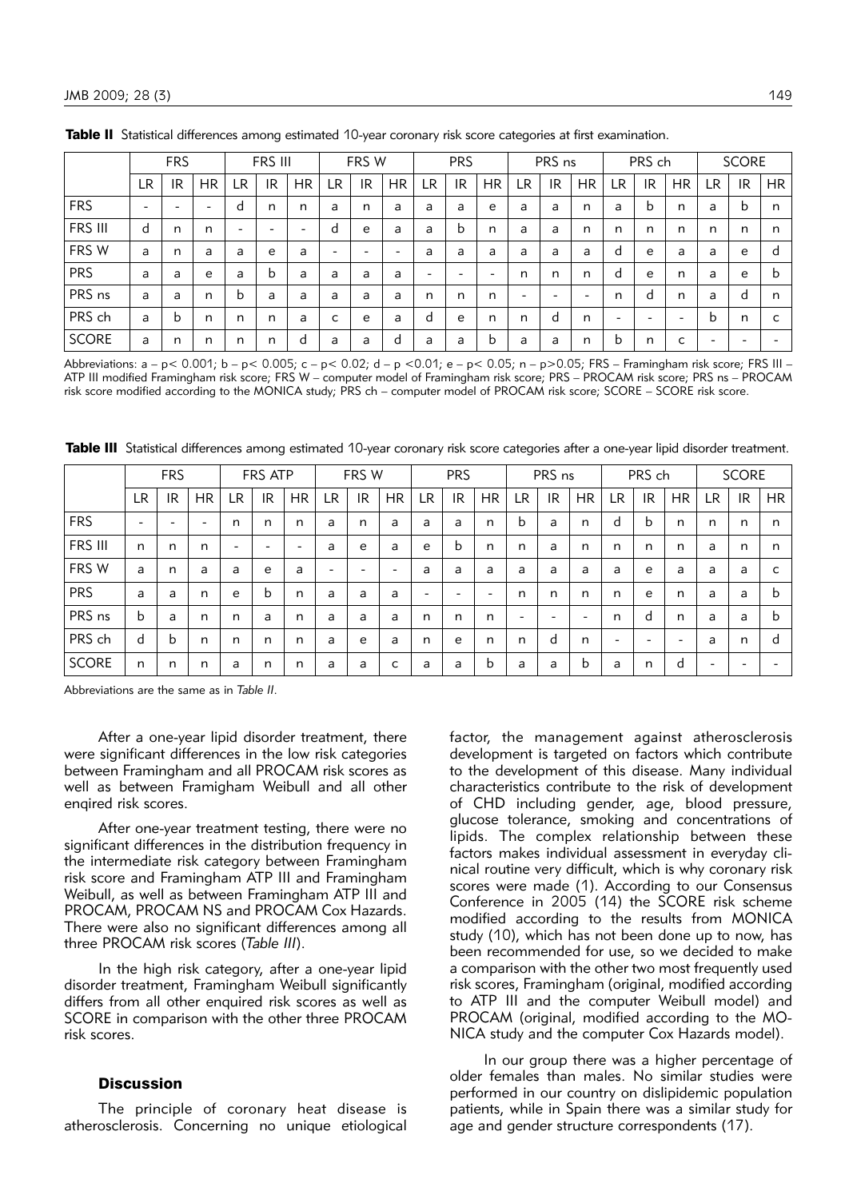**Table II** Statistical differences among estimated 10-year coronary risk score categories at first examination.

| | FRS | | | FRS III | | | FRS W | | | PRS | | | PRS ns | | | PRS ch | | | SCORE | | |
|---|---|---|---|---|---|---|---|---|---|---|---|---|---|---|---|---|---|---|---|---|---|
| | LR | IR | HR | LR | IR | HR | LR | IR | HR | LR | IR | HR | LR | IR | HR | LR | IR | HR | LR | IR | HR |
| FRS | - | - | - | d | n | n | a | n | a | a | a | e | a | a | n | a | b | n | a | b | n |
| FRS III | d | n | n | - | - | - | d | e | a | a | b | n | a | a | n | n | n | n | n | n | n |
| FRS W | a | n | a | a | e | a | - | - | - | a | a | a | a | a | a | d | e | a | a | e | d |
| PRS | a | a | e | a | b | a | a | a | a | - | - | - | n | n | n | d | e | n | a | e | b |
| PRS ns | a | a | n | b | a | a | a | a | a | n | n | n | - | - | - | n | d | n | a | d | n |
| PRS ch | a | b | n | n | n | a | c | e | a | d | e | n | n | d | n | - | - | - | b | n | c |
| SCORE | a | n | n | n | n | d | a | a | d | a | a | b | a | a | n | b | n | c | - | - | - |

Abbreviations: a – p< 0.001; b – p< 0.005; c – p< 0.02; d – p <0.01; e – p< 0.05; n – p>0.05; FRS – Framingham risk score; FRS III – ATP III modified Framingham risk score; FRS W – computer model of Framingham risk score; PRS – PROCAM risk score; PRS ns – PROCAM risk score modified according to the MONICA study; PRS ch – computer model of PROCAM risk score; SCORE – SCORE risk score.

**Table III** Statistical differences among estimated 10-year coronary risk score categories after a one-year lipid disorder treatment.

| | FRS | | | FRS ATP | | | FRS W | | | PRS | | | PRS ns | | | PRS ch | | | SCORE | | |
|---|---|---|---|---|---|---|---|---|---|---|---|---|---|---|---|---|---|---|---|---|---|
| | LR | IR | HR | LR | IR | HR | LR | IR | HR | LR | IR | HR | LR | IR | HR | LR | IR | HR | LR | IR | HR |
| FRS | - | - | - | n | n | n | a | n | a | a | a | n | b | a | n | d | b | n | n | n | n |
| FRS III | n | n | n | - | - | - | a | e | a | e | b | n | n | a | n | n | n | n | a | n | n |
| FRS W | a | n | a | a | e | a | - | - | - | a | a | a | a | a | a | a | e | a | a | a | c |
| PRS | a | a | n | e | b | n | a | a | a | - | - | - | n | n | n | n | e | n | a | a | b |
| PRS ns | b | a | n | n | a | n | a | a | a | n | n | n | - | - | - | n | d | n | a | a | b |
| PRS ch | d | b | n | n | n | n | a | e | a | n | e | n | n | d | n | - | - | - | a | n | d |
| SCORE | n | n | n | a | n | n | a | a | c | a | a | b | a | a | b | a | n | d | - | - | - |

Abbreviations are the same as in *Table II*.

After a one-year lipid disorder treatment, there were significant differences in the low risk categories between Framingham and all PROCAM risk scores as well as between Framigham Weibull and all other enqired risk scores.

After one-year treatment testing, there were no significant differences in the distribution frequency in the intermediate risk category between Framingham risk score and Framingham ATP III and Framingham Weibull, as well as between Framingham ATP III and PROCAM, PROCAM NS and PROCAM Cox Hazards. There were also no significant differences among all three PROCAM risk scores (*Table III*).

In the high risk category, after a one-year lipid disorder treatment, Framingham Weibull significantly differs from all other enquired risk scores as well as SCORE in comparison with the other three PROCAM risk scores.

## Discussion

The principle of coronary heat disease is atherosclerosis. Concerning no unique etiological factor, the management against atherosclerosis development is targeted on factors which contribute to the development of this disease. Many individual characteristics contribute to the risk of development of CHD including gender, age, blood pressure, glucose tolerance, smoking and concentrations of lipids. The complex relationship between these factors makes individual assessment in everyday clinical routine very difficult, which is why coronary risk scores were made (1). According to our Consensus Conference in 2005 (14) the SCORE risk scheme modified according to the results from MONICA study (10), which has not been done up to now, has been recommended for use, so we decided to make a comparison with the other two most frequently used risk scores, Framingham (original, modified according to ATP III and the computer Weibull model) and PROCAM (original, modified according to the MONICA study and the computer Cox Hazards model).

In our group there was a higher percentage of older females than males. No similar studies were performed in our country on dislipidemic population patients, while in Spain there was a similar study for age and gender structure correspondents (17).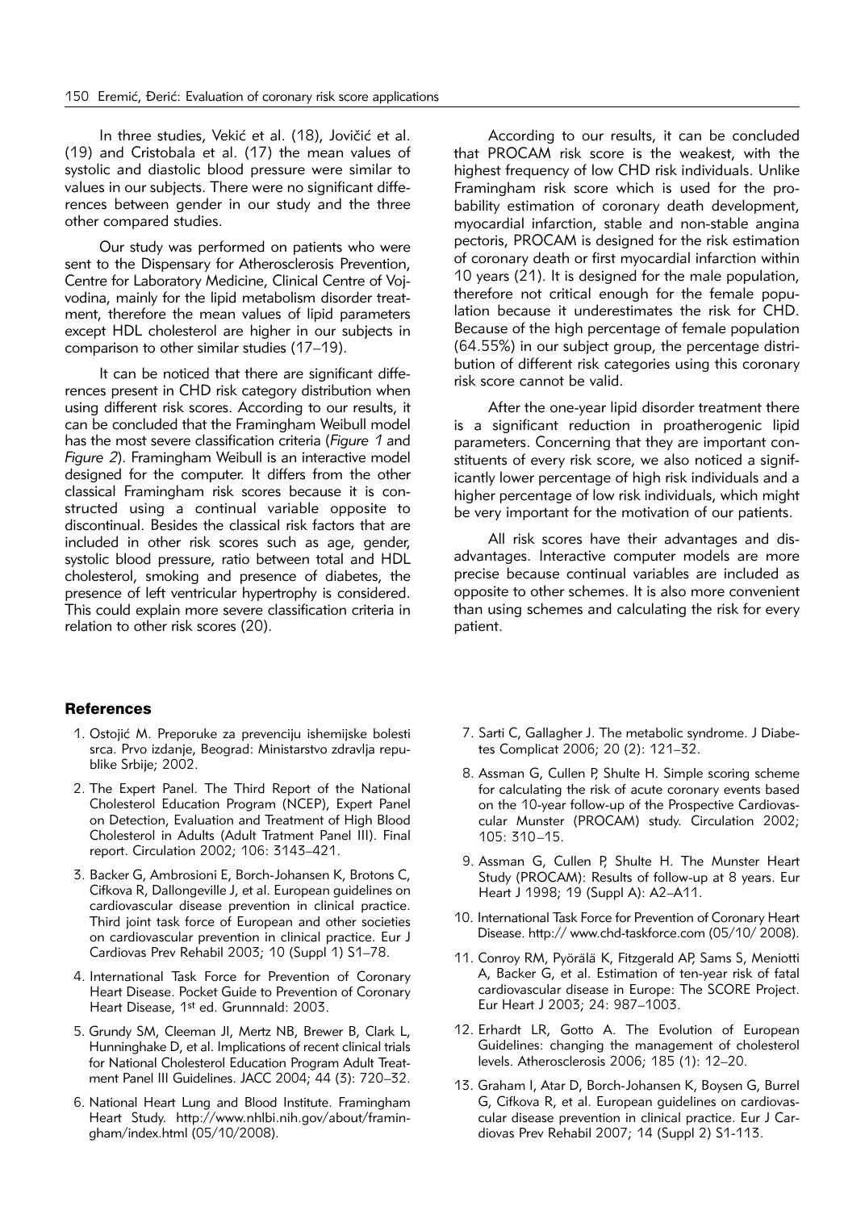In three studies, Vekić et al. (18), Jovičić et al. (19) and Cristobala et al. (17) the mean values of systolic and diastolic blood pressure were similar to values in our subjects. There were no significant differences between gender in our study and the three other compared studies.

Our study was performed on patients who were sent to the Dispensary for Atherosclerosis Prevention, Centre for Laboratory Medicine, Clinical Centre of Vojvodina, mainly for the lipid metabolism disorder treatment, therefore the mean values of lipid parameters except HDL cholesterol are higher in our subjects in comparison to other similar studies (17–19).

It can be noticed that there are significant differences present in CHD risk category distribution when using different risk scores. According to our results, it can be concluded that the Framingham Weibull model has the most severe classification criteria (*Figure 1* and *Figure 2*). Framingham Weibull is an interactive model designed for the computer. It differs from the other classical Framingham risk scores because it is constructed using a continual variable opposite to discontinual. Besides the classical risk factors that are included in other risk scores such as age, gender, systolic blood pressure, ratio between total and HDL cholesterol, smoking and presence of diabetes, the presence of left ventricular hypertrophy is considered. This could explain more severe classification criteria in relation to other risk scores (20).

According to our results, it can be concluded that PROCAM risk score is the weakest, with the highest frequency of low CHD risk individuals. Unlike Framingham risk score which is used for the probability estimation of coronary death development, myocardial infarction, stable and non-stable angina pectoris, PROCAM is designed for the risk estimation of coronary death or first myocardial infarction within 10 years (21). It is designed for the male population, therefore not critical enough for the female population because it underestimates the risk for CHD. Because of the high percentage of female population (64.55%) in our subject group, the percentage distribution of different risk categories using this coronary risk score cannot be valid.

After the one-year lipid disorder treatment there is a significant reduction in proatherogenic lipid parameters. Concerning that they are important constituents of every risk score, we also noticed a significantly lower percentage of high risk individuals and a higher percentage of low risk individuals, which might be very important for the motivation of our patients.

All risk scores have their advantages and disadvantages. Interactive computer models are more precise because continual variables are included as opposite to other schemes. It is also more convenient than using schemes and calculating the risk for every patient.

## References

1. Ostojić M. Preporuke za prevenciju ishemijske bolesti srca. Prvo izdanje, Beograd: Ministarstvo zdravlja republike Srbije; 2002.
2. The Expert Panel. The Third Report of the National Cholesterol Education Program (NCEP), Expert Panel on Detection, Evaluation and Treatment of High Blood Cholesterol in Adults (Adult Tratment Panel III). Final report. Circulation 2002; 106: 3143–421.
3. Backer G, Ambrosioni E, Borch-Johansen K, Brotons C, Cifkova R, Dallongeville J, et al. European guidelines on cardiovascular disease prevention in clinical practice. Third joint task force of European and other societies on cardiovascular prevention in clinical practice. Eur J Cardiovas Prev Rehabil 2003; 10 (Suppl 1) S1–78.
4. International Task Force for Prevention of Coronary Heart Disease. Pocket Guide to Prevention of Coronary Heart Disease, 1st ed. Grunnnald: 2003.
5. Grundy SM, Cleeman JI, Mertz NB, Brewer B, Clark L, Hunninghake D, et al. Implications of recent clinical trials for National Cholesterol Education Program Adult Treatment Panel III Guidelines. JACC 2004; 44 (3): 720–32.
6. National Heart Lung and Blood Institute. Framingham Heart Study. http://www.nhlbi.nih.gov/about/framingham/index.html (05/10/2008).
7. Sarti C, Gallagher J. The metabolic syndrome. J Diabetes Complicat 2006; 20 (2): 121–32.
8. Assman G, Cullen P, Shulte H. Simple scoring scheme for calculating the risk of acute coronary events based on the 10-year follow-up of the Prospective Cardiovascular Munster (PROCAM) study. Circulation 2002; 105: 310–15.
9. Assman G, Cullen P, Shulte H. The Munster Heart Study (PROCAM): Results of follow-up at 8 years. Eur Heart J 1998; 19 (Suppl A): A2–A11.
10. International Task Force for Prevention of Coronary Heart Disease. http:// www.chd-taskforce.com (05/10/ 2008).
11. Conroy RM, Pyörälä K, Fitzgerald AP, Sams S, Meniotti A, Backer G, et al. Estimation of ten-year risk of fatal cardiovascular disease in Europe: The SCORE Project. Eur Heart J 2003; 24: 987–1003.
12. Erhardt LR, Gotto A. The Evolution of European Guidelines: changing the management of cholesterol levels. Atherosclerosis 2006; 185 (1): 12–20.
13. Graham I, Atar D, Borch-Johansen K, Boysen G, Burrel G, Cifkova R, et al. European guidelines on cardiovascular disease prevention in clinical practice. Eur J Cardiovas Prev Rehabil 2007; 14 (Suppl 2) S1-113.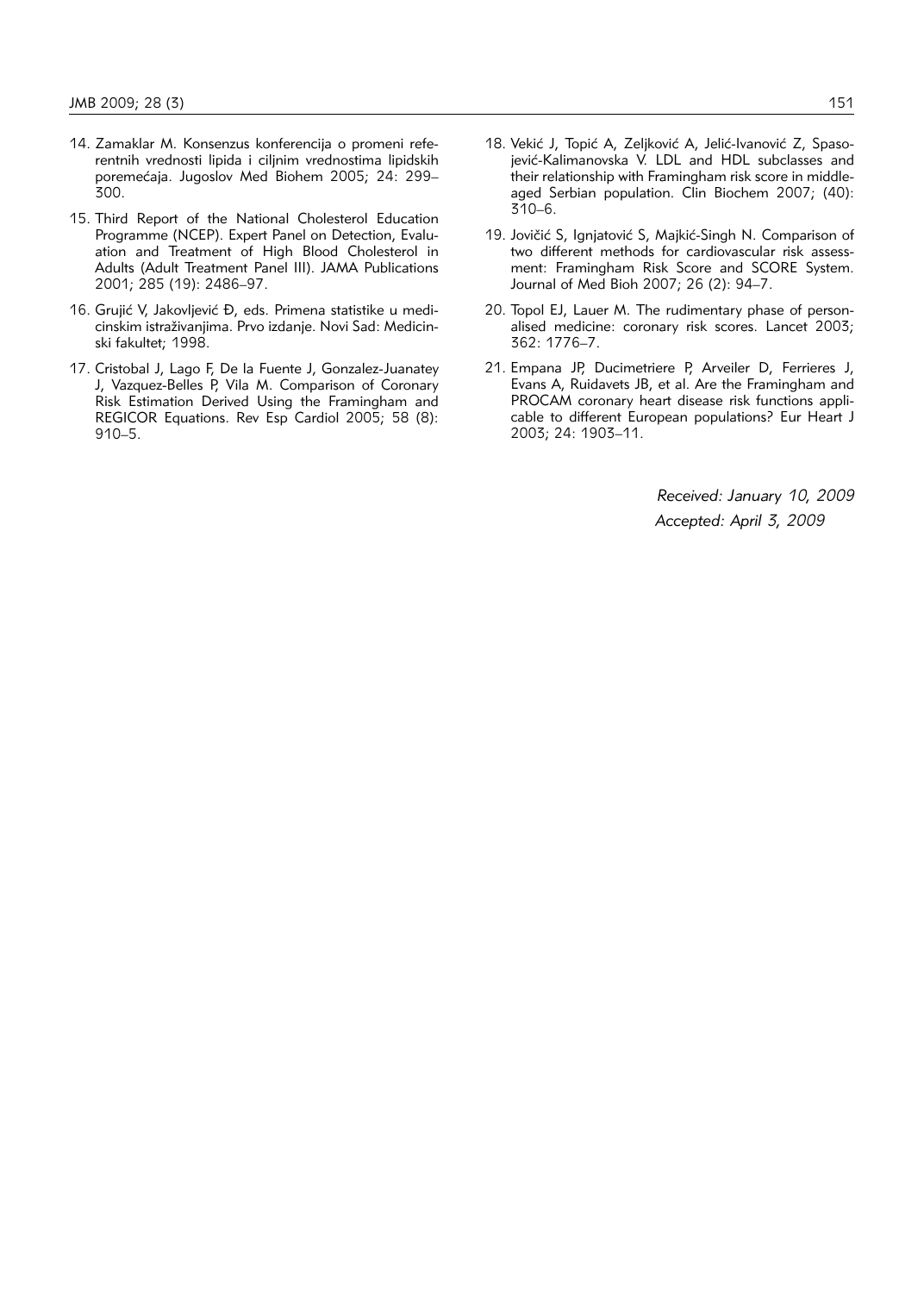14. Zamaklar M. Konsenzus konferencija o promeni referentnih vrednosti lipida i ciljnim vrednostima lipidskih poremećaja. Jugoslov Med Biohem 2005; 24: 299–300.

15. Third Report of the National Cholesterol Education Programme (NCEP). Expert Panel on Detection, Evaluation and Treatment of High Blood Cholesterol in Adults (Adult Treatment Panel III). JAMA Publications 2001; 285 (19): 2486–97.

16. Grujić V, Jakovljević Đ, eds. Primena statistike u medicinskim istraživanjima. Prvo izdanje. Novi Sad: Medicinski fakultet; 1998.

17. Cristobal J, Lago F, De la Fuente J, Gonzalez-Juanatey J, Vazquez-Belles P, Vila M. Comparison of Coronary Risk Estimation Derived Using the Framingham and REGICOR Equations. Rev Esp Cardiol 2005; 58 (8): 910–5.

18. Vekić J, Topić A, Zeljković A, Jelić-Ivanović Z, Spasojević-Kalimanovska V. LDL and HDL subclasses and their relationship with Framingham risk score in middle-aged Serbian population. Clin Biochem 2007; (40): 310–6.

19. Jovičić S, Ignjatović S, Majkić-Singh N. Comparison of two different methods for cardiovascular risk assessment: Framingham Risk Score and SCORE System. Journal of Med Bioh 2007; 26 (2): 94–7.

20. Topol EJ, Lauer M. The rudimentary phase of personalised medicine: coronary risk scores. Lancet 2003; 362: 1776–7.

21. Empana JP, Ducimetriere P, Arveiler D, Ferrieres J, Evans A, Ruidavets JB, et al. Are the Framingham and PROCAM coronary heart disease risk functions applicable to different European populations? Eur Heart J 2003; 24: 1903–11.

*Received: January 10, 2009*
*Accepted: April 3, 2009*